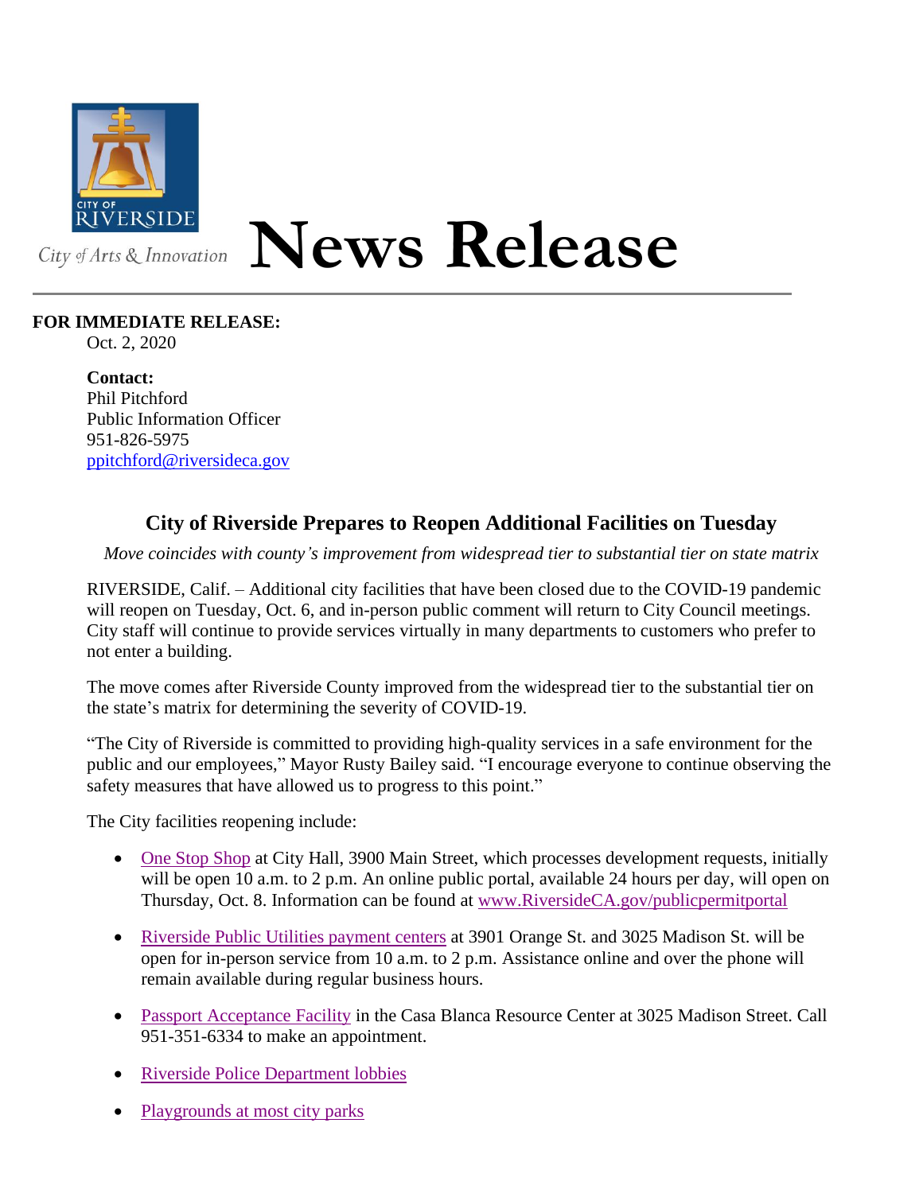City of Arts & Innovation

# News Release

**FOR IMMEDIATE RELEASE:**
Oct. 2, 2020

**Contact:**
Phil Pitchford
Public Information Officer
951-826-5975
ppitchford@riversideca.gov

## City of Riverside Prepares to Reopen Additional Facilities on Tuesday

*Move coincides with county's improvement from widespread tier to substantial tier on state matrix*

RIVERSIDE, Calif. – Additional city facilities that have been closed due to the COVID-19 pandemic will reopen on Tuesday, Oct. 6, and in-person public comment will return to City Council meetings. City staff will continue to provide services virtually in many departments to customers who prefer to not enter a building.

The move comes after Riverside County improved from the widespread tier to the substantial tier on the state's matrix for determining the severity of COVID-19.

"The City of Riverside is committed to providing high-quality services in a safe environment for the public and our employees," Mayor Rusty Bailey said. "I encourage everyone to continue observing the safety measures that have allowed us to progress to this point."

The City facilities reopening include:

- One Stop Shop at City Hall, 3900 Main Street, which processes development requests, initially will be open 10 a.m. to 2 p.m. An online public portal, available 24 hours per day, will open on Thursday, Oct. 8. Information can be found at www.RiversideCA.gov/publicpermitportal
- Riverside Public Utilities payment centers at 3901 Orange St. and 3025 Madison St. will be open for in-person service from 10 a.m. to 2 p.m. Assistance online and over the phone will remain available during regular business hours.
- Passport Acceptance Facility in the Casa Blanca Resource Center at 3025 Madison Street. Call 951-351-6334 to make an appointment.
- Riverside Police Department lobbies
- Playgrounds at most city parks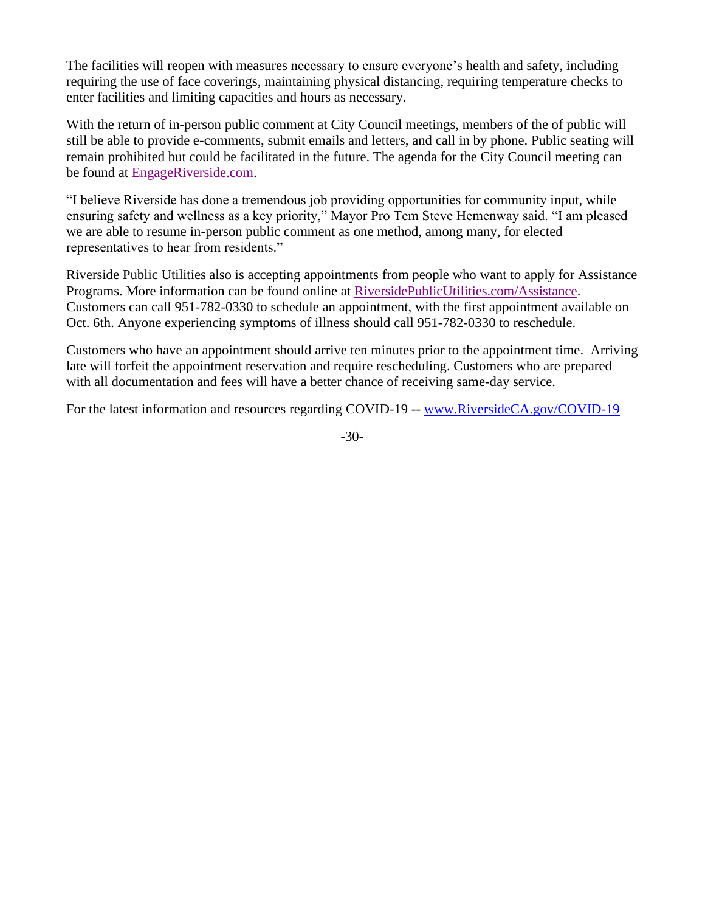The facilities will reopen with measures necessary to ensure everyone's health and safety, including requiring the use of face coverings, maintaining physical distancing, requiring temperature checks to enter facilities and limiting capacities and hours as necessary.

With the return of in-person public comment at City Council meetings, members of the of public will still be able to provide e-comments, submit emails and letters, and call in by phone. Public seating will remain prohibited but could be facilitated in the future. The agenda for the City Council meeting can be found at [EngageRiverside.com](EngageRiverside.com).

"I believe Riverside has done a tremendous job providing opportunities for community input, while ensuring safety and wellness as a key priority," Mayor Pro Tem Steve Hemenway said. "I am pleased we are able to resume in-person public comment as one method, among many, for elected representatives to hear from residents."

Riverside Public Utilities also is accepting appointments from people who want to apply for Assistance Programs. More information can be found online at [RiversidePublicUtilities.com/Assistance](RiversidePublicUtilities.com/Assistance). Customers can call 951-782-0330 to schedule an appointment, with the first appointment available on Oct. 6th. Anyone experiencing symptoms of illness should call 951-782-0330 to reschedule.

Customers who have an appointment should arrive ten minutes prior to the appointment time. Arriving late will forfeit the appointment reservation and require rescheduling. Customers who are prepared with all documentation and fees will have a better chance of receiving same-day service.

For the latest information and resources regarding COVID-19 -- [www.RiversideCA.gov/COVID-19](www.RiversideCA.gov/COVID-19)

-30-